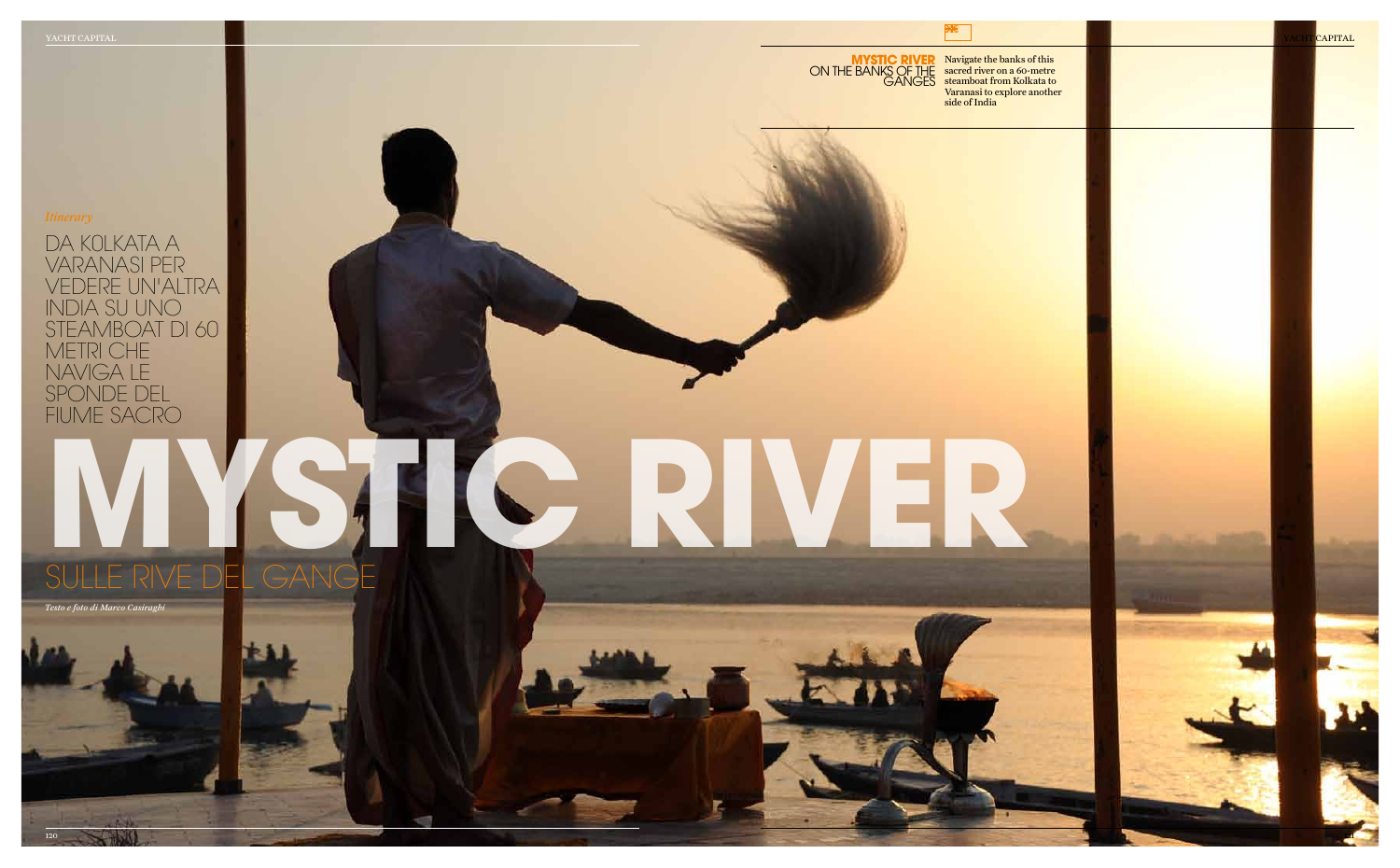*Itinerary*

DA K0LKATA A VARANASI PER VEDERE UN'ALTRA INDIA SU UNO STEAMBOAT DI 60 METRI CHE NAVIGA LE SPONDE DEL FIUME SACRO

# MYSTIC RIVER

## SULLE RIVE DEL GANGE

*Testo e foto di Marco Casiraghi*

**MYSTIC RIVER** ON THE BANKS OF THE GANGES

Navigate the banks of this sacred river on a 60-metre steamboat from Kolkata to Varanasi to explore another side of India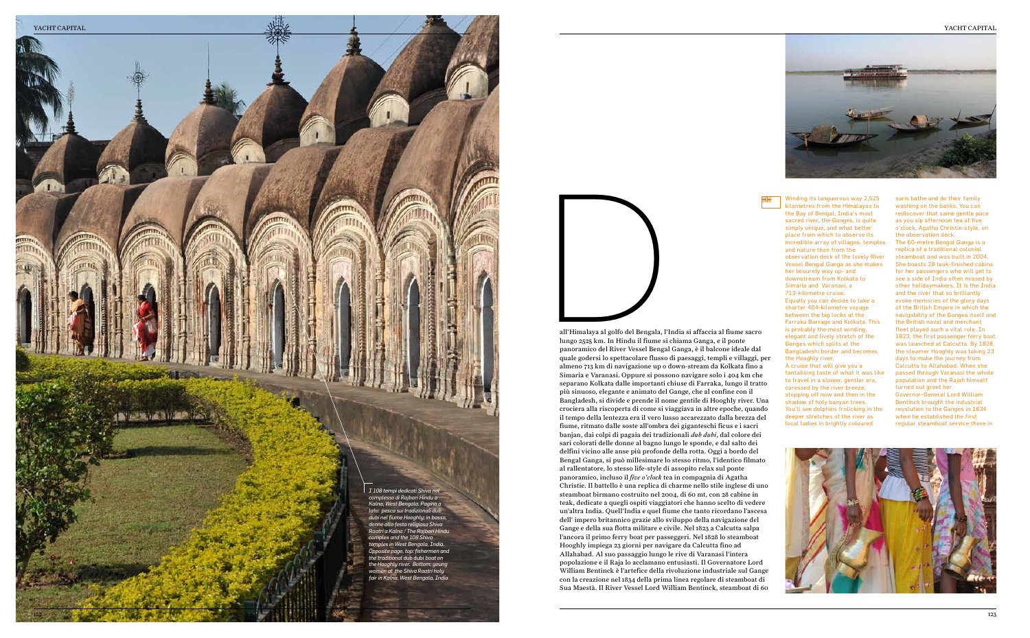Dall'Himalaya al golfo del Bengala, l'India si affaccia al fiume sacro lungo 2525 km. In Hindu il fiume si chiama Ganga, e il ponte panoramico del River Vessel Bengal Ganga, è il balcone ideale dal quale godersi lo spettacolare flusso di paesaggi, templi e villaggi, per almeno 713 km di navigazione up o down-stream da Kolkata fino a Simaria e Varanasi. Oppure si possono navigare solo i 404 km che separano Kolkata dalle importanti chiuse di Farraka, lungo il tratto più sinuoso, elegante e animato del Gange, che al confine con il Bangladesh, si divide e prende il nome gentile di Hooghly river. Una crociera alla riscoperta di come si viaggiava in altre epoche, quando il tempo della lentezza era il vero lusso accarezzato dalla brezza del fiume, ritmato dalle soste all'ombra dei giganteschi ficus e i sacri banjan, dai colpi di pagaia dei tradizionali *dub dubi*, dal colore dei sari colorati delle donne al bagno lungo le sponde, e dal salto dei delfini vicino alle anse più profonde della rotta. Oggi a bordo del Bengal Ganga, si può millesimare lo stesso ritmo, l'identico filmato al rallentatore, lo stesso life-style di assopito relax sul ponte panoramico, incluso il *five o'clock* tea in compagnia di Agatha Christie. Il battello è una replica di charme nello stile inglese di uno steamboat birmano costruito nel 2004, di 60 mt, con 28 cabine in teak, dedicate a quegli ospiti viaggiatori che hanno scelto di vedere un'altra India. Quell'India e quel fiume che tanto ricordano l'ascesa dell' impero britannico grazie allo sviluppo della navigazione del Gange e della sua flotta militare e civile. Nel 1823 a Calcutta salpa l'ancora il primo ferry boat per passeggeri. Nel 1828 lo steamboat Hooghly impiega 23 giorni per navigare da Calcutta fino ad Allahabad. Al suo passaggio lungo le rive di Varanasi l'intera popolazione e il Raja lo acclamano entusiasti. Il Governatore Lord William Bentinck è l'artefice della rivoluzione industriale sul Gange con la creazione nel 1834 della prima linea regolare di steamboat di Sua Maestà. Il River Vessel Lord William Bentinck, steamboat di 60

*I 108 tempi dedicati Shiva nel complesso di Rajbari Hindu a Kalna, West Bengala. Pagina a lato: pesca sui tradizionali dub dubi nel fiume Hooghly; in basso, donne alla festa religiosa Shiva Raatri a Kalna / The Rajbari Hindu complex and the 108 Shiva temples in West Bengala, India. Opposite page, top: fishermen and the traditional dub dubi boat on the Hooghly river. Bottom: young women at the Shiva Raatri holy fair in Kalna, West Bengala, India*

Winding its languorous way 2,525 kilometres from the Himalayas to the Bay of Bengal, India's most sacred river, the Ganges, is quite simply unique, and what better place from which to observe its incredible array of villages, temples and nature than from the observation deck of the lovely River Vessel Bengal Ganga as she makes her leisurely way up- and downstream from Kolkata to Simaria and Varanasi, a 713-kilometre cruise.
Equally you can decide to take a shorter 404-kilometre voyage between the big locks at the Farraka Barrage and Kolkata. This is probably the most winding, elegant and lively stretch of the Ganges which splits at the Bangladeshi border and becomes the Hooghly river.
A cruise that will give you a tantalising taste of what it was like to travel in a slower, gentler era, caressed by the river breeze, stopping off now and then in the shadow of holy banyan trees. You'll see dolphins frolicking in the deeper stretches of the river as local ladies in brightly coloured saris bathe and do their family washing on the banks. You can rediscover that same gentle pace as you sip afternoon tea at five o'clock, Agatha Christie-style, on the observation deck.
The 60-metre Bengal Ganga is a replica of a traditional colonial steamboat and was built in 2004. She boasts 28 teak-finished cabins for her passengers who will get to see a side of India often missed by other holidaymakers. It is the India and the river that so brilliantly evoke memories of the glory days of the British Empire in which the navigability of the Ganges itself and the British naval and merchant fleet played such a vital role. In 1823, the first passenger ferry boat was launched at Calcutta. By 1828, the steamer Hooghly was taking 23 days to make the journey from Calcutta to Allahabad. When she passed through Varanasi the whole population and the Rajah himself turned out greet her.
Governor-General Lord William Bentinck brought the industrial revolution to the Ganges in 1834 when he established the first regular steamboat service there in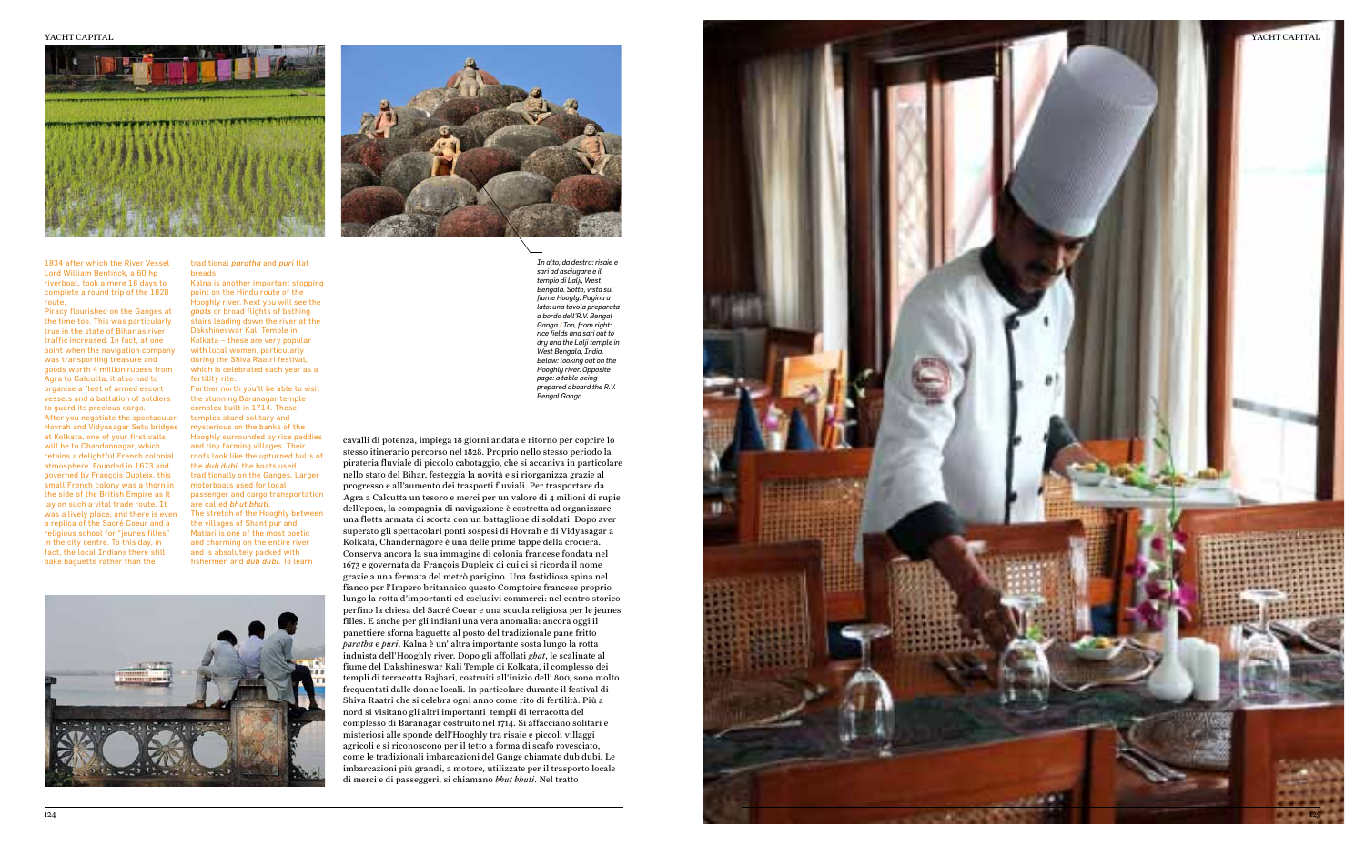1834 after which the River Vessel Lord William Bentinck, a 60 hp riverboat, took a mere 18 days to complete a round trip of the 1828 route.

Piracy flourished on the Ganges at the time too. This was particularly true in the state of Bihar as river traffic increased. In fact, at one point when the navigation company was transporting treasure and goods worth 4 million rupees from Agra to Calcutta, it also had to organise a fleet of armed escort vessels and a battalion of soldiers to guard its precious cargo.

After you negotiate the spectacular Hovrah and Vidyasagar Setu bridges at Kolkata, one of your first calls will be to Chandannagar, which retains a delightful French colonial atmosphere. Founded in 1673 and governed by François Dupleix, this small French colony was a thorn in the side of the British Empire as it lay on such a vital trade route. It was a lively place, and there is even a replica of the Sacré Coeur and a religious school for "jeunes filles" in the city centre. To this day, in fact, the local Indians there still bake baguette rather than the traditional *paratha* and *puri* flat breads.

Kalna is another important stopping point on the Hindu route of the Hooghly river. Next you will see the *ghats* or broad flights of bathing stairs leading down the river at the Dakshineswar Kali Temple in Kolkata – these are very popular with local women, particularly during the Shiva Raatri festival, which is celebrated each year as a fertility rite.

Further north you'll be able to visit the stunning Baranagar temple complex built in 1714. These temples stand solitary and mysterious on the banks of the Hooghly surrounded by rice paddies and tiny farming villages. Their roofs look like the upturned hulls of the *dub dubi*, the boats used traditionally on the Ganges. Larger motorboats used for local passenger and cargo transportation are called *bhut bhuti*.

The stretch of the Hooghly between the villages of Shantipur and Matiari is one of the most poetic and charming on the entire river and is absolutely packed with fishermen and *dub dubi*. To learn

*In alto, da destra: risaie e sari ad asciugare e il tempio di Lalji, West Bengala. Sotto, vista sul fiume Hoogly. Pagina a lato: una tavola preparata a bordo dell'R.V. Bengal Ganga / Top, from right: rice fields and sari out to dry and the Lalji temple in West Bengala, India. Below: looking out on the Hooghly river. Opposite page: a table being prepared aboard the R.V. Bengal Ganga*

cavalli di potenza, impiega 18 giorni andata e ritorno per coprire lo stesso itinerario percorso nel 1828. Proprio nello stesso periodo la pirateria fluviale di piccolo cabotaggio, che si accaniva in particolare nello stato del Bihar, festeggia la novità e si riorganizza grazie al progresso e all'aumento dei trasporti fluviali. Per trasportare da Agra a Calcutta un tesoro e merci per un valore di 4 milioni di rupie dell'epoca, la compagnia di navigazione è costretta ad organizzare una flotta armata di scorta con un battaglione di soldati. Dopo aver superato gli spettacolari ponti sospesi di Hovrah e di Vidyasagar a Kolkata, Chandernagore è una delle prime tappe della crociera. Conserva ancora la sua immagine di colonia francese fondata nel 1673 e governata da François Dupleix di cui ci si ricorda il nome grazie a una fermata del metrò parigino. Una fastidiosa spina nel fianco per l'Impero britannico questo Comptoire francese proprio lungo la rotta d'importanti ed esclusivi commerci: nel centro storico perfino la chiesa del Sacré Coeur e una scuola religiosa per le jeunes filles. E anche per gli indiani una vera anomalia: ancora oggi il panettiere sforna baguette al posto del tradizionale pane fritto *paratha* e *puri*. Kalna è un' altra importante sosta lungo la rotta induista dell'Hooghly river. Dopo gli affollati *ghat*, le scalinate al fiume del Dakshineswar Kali Temple di Kolkata, il complesso dei templi di terracotta Rajbari, costruiti all'inizio dell' 800, sono molto frequentati dalle donne locali. In particolare durante il festival di Shiva Raatri che si celebra ogni anno come rito di fertilità. Più a nord si visitano gli altri importanti templi di terracotta del complesso di Baranagar costruito nel 1714. Si affacciano solitari e misteriosi alle sponde dell'Hooghly tra risaie e piccoli villaggi agricoli e si riconoscono per il tetto a forma di scafo rovesciato, come le tradizionali imbarcazioni del Gange chiamate dub dubi. Le imbarcazioni più grandi, a motore, utilizzate per il trasporto locale di merci e di passeggeri, si chiamano *bhut bhuti*. Nel tratto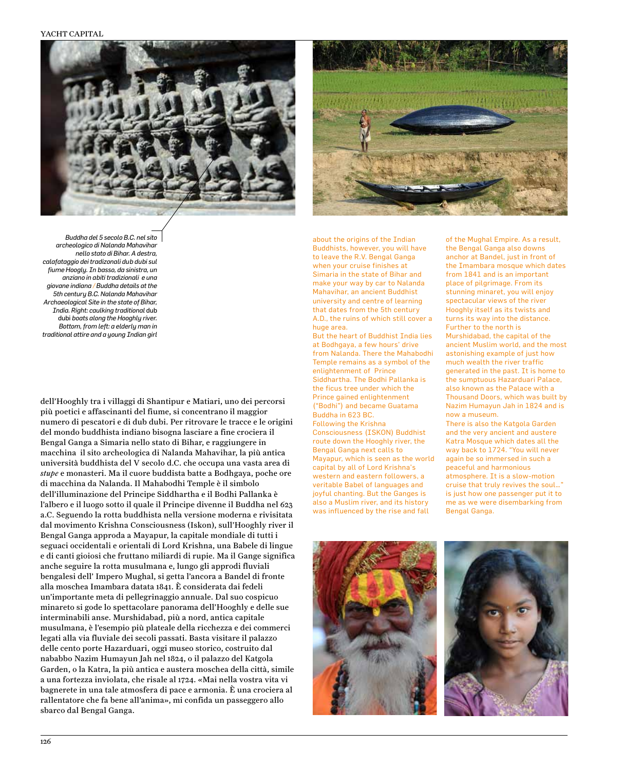*Buddha del 5 secolo B.C. nel sito archeologico di Nalanda Mahavihar nello stato di Bihar. A destra, calafataggio dei tradizonali dub dubi sul fiume Hoogly. In basso, da sinistra, un anziano in abiti tradizionali e una giovane indiana / Buddha details at the 5th century B.C. Nalanda Mahavihar Archaeological Site in the state of Bihar, India. Right: caulking traditional* dub dubi *boats along the Hooghly river. Bottom, from left: a elderly man in traditional attire and a young Indian girl*

dell'Hooghly tra i villaggi di Shantipur e Matiari, uno dei percorsi più poetici e affascinanti del fiume, si concentrano il maggior numero di pescatori e di dub dubi. Per ritrovare le tracce e le origini del mondo buddhista indiano bisogna lasciare a fine crociera il Bengal Ganga a Simaria nello stato di Bihar, e raggiungere in macchina il sito archeologica di Nalanda Mahavihar, la più antica università buddhista del V secolo d.C. che occupa una vasta area di *stupe* e monasteri. Ma il cuore buddista batte a Bodhgaya, poche ore di macchina da Nalanda. Il Mahabodhi Temple è il simbolo dell'illuminazione del Principe Siddhartha e il Bodhi Pallanka è l'albero e il luogo sotto il quale il Principe divenne il Buddha nel 623 a.C. Seguendo la rotta buddhista nella versione moderna e rivisitata dal movimento Krishna Consciousness (Iskon), sull'Hooghly river il Bengal Ganga approda a Mayapur, la capitale mondiale di tutti i seguaci occidentali e orientali di Lord Krishna, una Babele di lingue e di canti gioiosi che fruttano miliardi di rupie. Ma il Gange significa anche seguire la rotta musulmana e, lungo gli approdi fluviali bengalesi dell' Impero Mughal, si getta l'ancora a Bandel di fronte alla moschea Imambara datata 1841. È considerata dai fedeli un'importante meta di pellegrinaggio annuale. Dal suo cospicuo minareto si gode lo spettacolare panorama dell'Hooghly e delle sue interminabili anse. Murshidabad, più a nord, antica capitale musulmana, è l'esempio più plateale della ricchezza e dei commerci legati alla via fluviale dei secoli passati. Basta visitare il palazzo delle cento porte Hazarduari, oggi museo storico, costruito dal nababbo Nazim Humayun Jah nel 1824, o il palazzo del Katgola Garden, o la Katra, la più antica e austera moschea della città, simile a una fortezza inviolata, che risale al 1724. «Mai nella vostra vita vi bagnerete in una tale atmosfera di pace e armonia. È una crociera al rallentatore che fa bene all'anima», mi confida un passeggero allo sbarco dal Bengal Ganga.

about the origins of the Indian Buddhists, however, you will have to leave the R.V. Bengal Ganga when your cruise finishes at Simaria in the state of Bihar and make your way by car to Nalanda Mahavihar, an ancient Buddhist university and centre of learning that dates from the 5th century A.D., the ruins of which still cover a huge area.
But the heart of Buddhist India lies at Bodhgaya, a few hours' drive from Nalanda. There the Mahabodhi Temple remains as a symbol of the enlightenment of Prince Siddhartha. The Bodhi Pallanka is the ficus tree under which the Prince gained enlightenment ("Bodhi") and became Guatama Buddha in 623 BC.
Following the Krishna Consciousness (ISKON) Buddhist route down the Hooghly river, the Bengal Ganga next calls to Mayapur, which is seen as the world capital by all of Lord Krishna's western and eastern followers, a veritable Babel of languages and joyful chanting. But the Ganges is also a Muslim river, and its history was influenced by the rise and fall of the Mughal Empire. As a result, the Bengal Ganga also downs anchor at Bandel, just in front of the Imambara mosque which dates from 1841 and is an important place of pilgrimage. From its stunning minaret, you will enjoy spectacular views of the river Hooghly itself as its twists and turns its way into the distance.
Further to the north is Murshidabad, the capital of the ancient Muslim world, and the most astonishing example of just how much wealth the river traffic generated in the past. It is home to the sumptuous Hazarduari Palace, also known as the Palace with a Thousand Doors, which was built by Nazim Humayun Jah in 1824 and is now a museum.
There is also the Katgola Garden and the very ancient and austere Katra Mosque which dates all the way back to 1724. "You will never again be so immersed in such a peaceful and harmonious atmosphere. It is a slow-motion cruise that truly revives the soul..." is just how one passenger put it to me as we were disembarking from Bengal Ganga.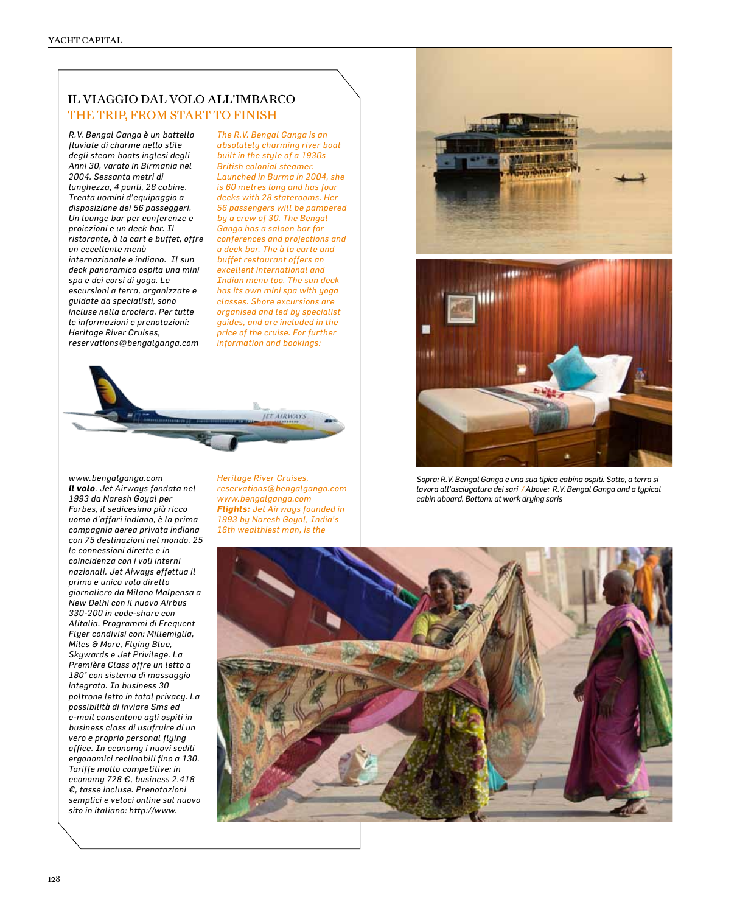## IL VIAGGIO DAL VOLO ALL'IMBARCO
## THE TRIP, FROM START TO FINISH

*R.V. Bengal Ganga è un battello fluviale di charme nello stile degli steam boats inglesi degli Anni 30, varato in Birmania nel 2004. Sessanta metri di lunghezza, 4 ponti, 28 cabine. Trenta uomini d'equipaggio a disposizione dei 56 passeggeri. Un lounge bar per conferenze e proiezioni e un deck bar. Il ristorante, à la cart e buffet, offre un eccellente menù internazionale e indiano. Il sun deck panoramico ospita una mini spa e dei corsi di yoga. Le escursioni a terra, organizzate e guidate da specialisti, sono incluse nella crociera. Per tutte le informazioni e prenotazioni: Heritage River Cruises, reservations@bengalganga.com www.bengalganga.com*

***Il volo**. Jet Airways fondata nel 1993 da Naresh Goyal per Forbes, il sedicesimo più ricco uomo d'affari indiano, è la prima compagnia aerea privata indiana con 75 destinazioni nel mondo. 25 le connessioni dirette e in coincidenza con i voli interni nazionali. Jet Aiways effettua il primo e unico volo diretto giornaliero da Milano Malpensa a New Delhi con il nuovo Airbus 330-200 in code-share con Alitalia. Programmi di Frequent Flyer condivisi con: Millemiglia, Miles & More, Flying Blue, Skywards e Jet Privilege. La Première Class offre un letto a 180° con sistema di massaggio integrato. In business 30 poltrone letto in total privacy. La possibilità di inviare Sms ed e-mail consentono agli ospiti in business class di usufruire di un vero e proprio personal flying office. In economy i nuovi sedili ergonomici reclinabili fino a 130. Tariffe molto competitive: in economy 728 €, business 2.418 €, tasse incluse. Prenotazioni semplici e veloci online sul nuovo sito in italiano: http://www.*

*The R.V. Bengal Ganga is an absolutely charming river boat built in the style of a 1930s British colonial steamer. Launched in Burma in 2004, she is 60 metres long and has four decks with 28 staterooms. Her 56 passengers will be pampered by a crew of 30. The Bengal Ganga has a saloon bar for conferences and projections and a deck bar. The à la carte and buffet restaurant offers an excellent international and Indian menu too. The sun deck has its own mini spa with yoga classes. Shore excursions are organised and led by specialist guides, and are included in the price of the cruise. For further information and bookings: Heritage River Cruises, reservations@bengalganga.com www.bengalganga.com*

***Flights:** Jet Airways founded in 1993 by Naresh Goyal, India's 16th wealthiest man, is the*

Sopra: R.V. Bengal Ganga e una sua tipica cabina ospiti. Sotto, a terra si lavora all'asciugatura dei sari / Above: R.V. Bengal Ganga and a typical cabin aboard. Bottom: at work drying saris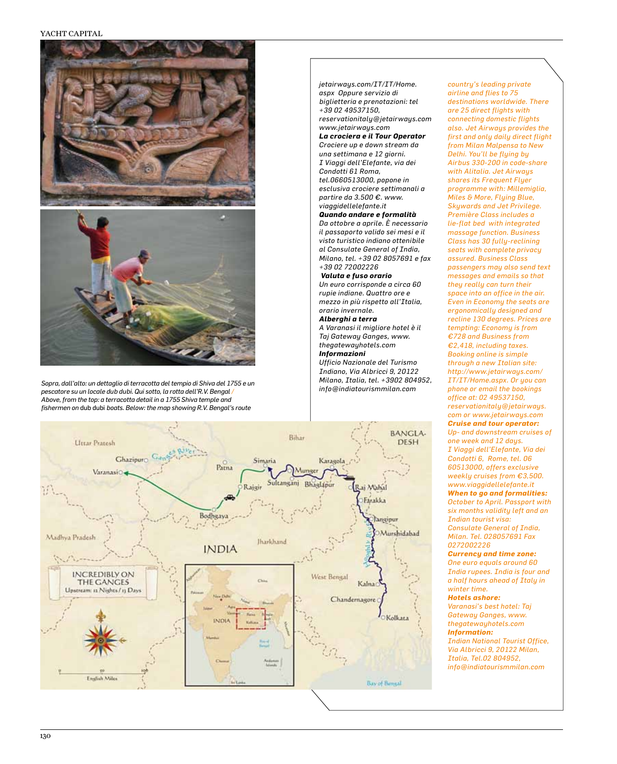Sopra, dall'alto: un dettaglio di terracotta del tempio di Shiva del 1755 e un pescatore su un locale dub dubi. Qui sotto, la rotta dell'R.V. Bengal / Above, from the top: a terracotta detail in a 1755 Shiva temple and fishermen on dub dubi boats. Below: the map showing R.V. Bengal's route

Uttar Pradesh
Ghazipur
Ganges River
Varanasi
Patna
Bihar
Simaria
Karagola
Munger
Sultanganj
Bhaglapur
Rajgir
Raj Mahal
Farakka
Bodhgaya
Jangipur
Murshidabad
BANGLA-DESH
Madhya Pradesh
INDIA
Jharkhand
West Bengal
Kalna
Chandernagore
Kolkata
INCREDIBLY ON THE GANGES
Upstream: 12 Nights / 13 Days
English Miles
Bay of Bengal

jetairways.com/IT/IT/Home.aspx Oppure servizio di biglietteria e prenotazioni: tel +39 02 49537150, reservationitaly@jetairways.com www.jetairways.com

***La crociera e il Tour Operator***

*Crociere up e down stream da una settimana e 12 giorni. I Viaggi dell'Elefante, via dei Condotti 61 Roma, tel.0660513000, popone in esclusiva crociere settimanali a partire da 3.500 €. www.viaggidellelefante.it*

***Quando andare e formalità***

*Da ottobre a aprile. È necessario il passaporto valido sei mesi e il visto turistico indiano ottenibile al Consulate General of India, Milano, tel. +39 02 8057691 e fax +39 02 72002226*

***Valuta e fuso orario***

*Un euro corrisponde a circa 60 rupie indiane. Quattro ore e mezzo in più rispetto all'Italia, orario invernale.*

***Alberghi a terra***

*A Varanasi il migliore hotel è il Taj Gateway Ganges, www.thegatewayhotels.com*

***Informazioni***

*Ufficio Nazionale del Turismo Indiano, Via Albricci 9, 20122 Milano, Italia, tel. +3902 804952, info@indiatourismmilan.com*

*country's leading private airline and flies to 75 destinations worldwide. There are 25 direct flights with connecting domestic flights also. Jet Airways provides the first and only daily direct flight from Milan Malpensa to New Delhi. You'll be flying by Airbus 330-200 in code-share with Alitalia. Jet Airways shares its Frequent Flyer programme with: Millemiglia, Miles & More, Flying Blue, Skywards and Jet Privilege. Première Class includes a lie-flat bed with integrated massage function. Business Class has 30 fully-reclining seats with complete privacy assured. Business Class passengers may also send text messages and emails so that they really can turn their space into an office in the air. Even in Economy the seats are ergonomically designed and recline 130 degrees. Prices are tempting: Economy is from €728 and Business from €2,418, including taxes. Booking online is simple through a new Italian site: http://www.jetairways.com/IT/IT/Home.aspx. Or you can phone or email the bookings office at: 02 49537150, reservationitaly@jetairways.com or www.jetairways.com*

***Cruise and tour operator:***

*Up- and downstream cruises of one week and 12 days. I Viaggi dell'Elefante, Via dei Condotti 6, Rome, tel. 06 60513000, offers exclusive weekly cruises from €3,500. www.viaggidellelefante.it*

***When to go and formalities:***

*October to April. Passport with six months validity left and an Indian tourist visa: Consulate General of India, Milan. Tel. 028057691 Fax 0272002226*

***Currency and time zone:***

*One euro equals around 60 India rupees. India is four and a half hours ahead of Italy in winter time.*

***Hotels ashore:***

*Varanasi's best hotel: Taj Gateway Ganges, www.thegatewayhotels.com*

***Information:***

*Indian National Tourist Office, Via Albricci 9, 20122 Milan, Italia, Tel.02 804952, info@indiatourismmilan.com*